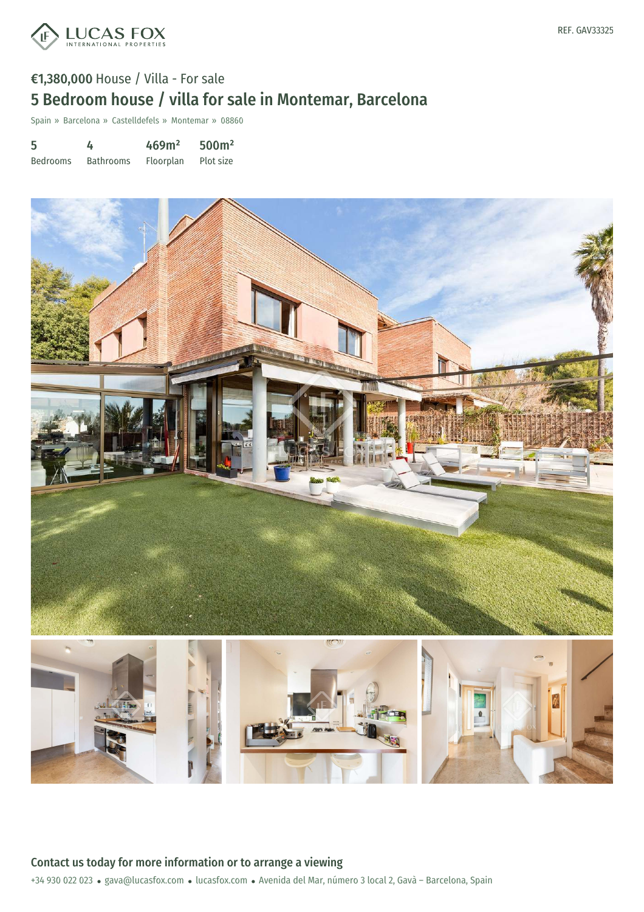LUCAS FOX
INTERNATIONAL PROPERTIES

REF. GAV33325

**€1,380,000** House / Villa - For sale

# 5 Bedroom house / villa for sale in Montemar, Barcelona

Spain » Barcelona » Castelldefels » Montemar » 08860

| 5 | 4 | 469m² | 500m² |
|---|---|---|---|
| Bedrooms | Bathrooms | Floorplan | Plot size |

## Contact us today for more information or to arrange a viewing

+34 930 022 023 • gava@lucasfox.com • lucasfox.com • Avenida del Mar, número 3 local 2, Gavà – Barcelona, Spain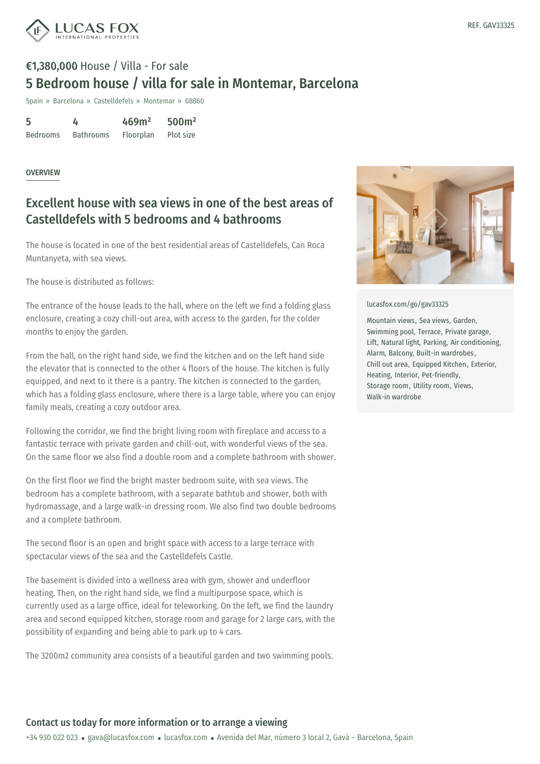REF. GAV33325

**€1,380,000** House / Villa - For sale

# 5 Bedroom house / villa for sale in Montemar, Barcelona

Spain » Barcelona » Castelldefels » Montemar » 08860

| 5 | 4 | 469m² | 500m² |
|---|---|---|---|
| Bedrooms | Bathrooms | Floorplan | Plot size |

OVERVIEW

## Excellent house with sea views in one of the best areas of Castelldefels with 5 bedrooms and 4 bathrooms

The house is located in one of the best residential areas of Castelldefels, Can Roca Muntanyeta, with sea views.

The house is distributed as follows:

The entrance of the house leads to the hall, where on the left we find a folding glass enclosure, creating a cozy chill-out area, with access to the garden, for the colder months to enjoy the garden.

From the hall, on the right hand side, we find the kitchen and on the left hand side the elevator that is connected to the other 4 floors of the house. The kitchen is fully equipped, and next to it there is a pantry. The kitchen is connected to the garden, which has a folding glass enclosure, where there is a large table, where you can enjoy family meals, creating a cozy outdoor area.

Following the corridor, we find the bright living room with fireplace and access to a fantastic terrace with private garden and chill-out, with wonderful views of the sea. On the same floor we also find a double room and a complete bathroom with shower.

On the first floor we find the bright master bedroom suite, with sea views. The bedroom has a complete bathroom, with a separate bathtub and shower, both with hydromassage, and a large walk-in dressing room. We also find two double bedrooms and a complete bathroom.

The second floor is an open and bright space with access to a large terrace with spectacular views of the sea and the Castelldefels Castle.

The basement is divided into a wellness area with gym, shower and underfloor heating. Then, on the right hand side, we find a multipurpose space, which is currently used as a large office, ideal for teleworking. On the left, we find the laundry area and second equipped kitchen, storage room and garage for 2 large cars, with the possibility of expanding and being able to park up to 4 cars.

The 3200m2 community area consists of a beautiful garden and two swimming pools.

lucasfox.com/go/gav33325

Mountain views, Sea views, Garden, Swimming pool, Terrace, Private garage, Lift, Natural light, Parking, Air conditioning, Alarm, Balcony, Built-in wardrobes, Chill out area, Equipped Kitchen, Exterior, Heating, Interior, Pet-friendly, Storage room, Utility room, Views, Walk-in wardrobe

## Contact us today for more information or to arrange a viewing

+34 930 022 023 • gava@lucasfox.com • lucasfox.com • Avenida del Mar, número 3 local 2, Gavà – Barcelona, Spain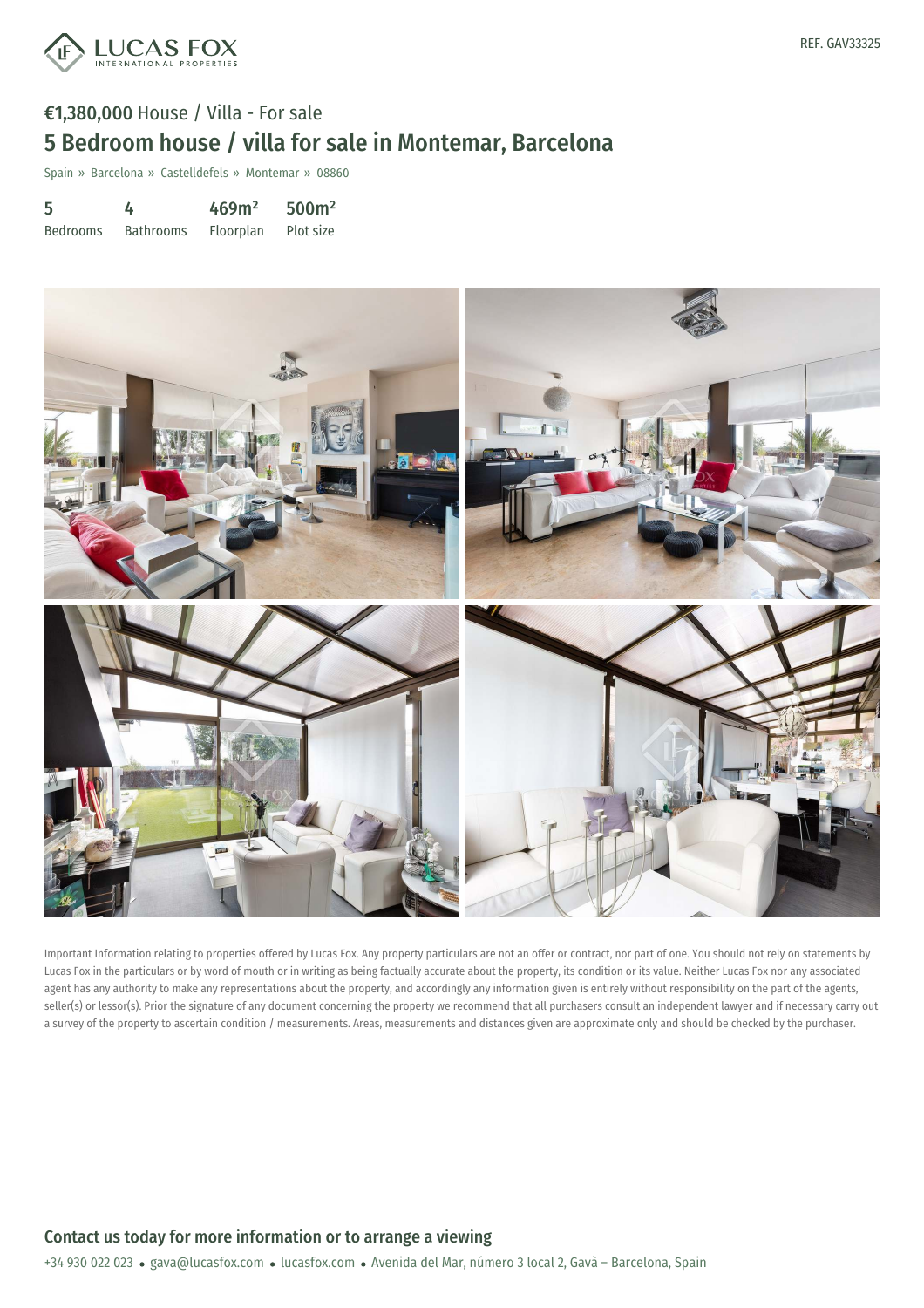**€1,380,000** House / Villa - For sale

# 5 Bedroom house / villa for sale in Montemar, Barcelona

Spain » Barcelona » Castelldefels » Montemar » 08860

| 5 | 4 | 469m² | 500m² |
|---|---|---|---|
| Bedrooms | Bathrooms | Floorplan | Plot size |

Important Information relating to properties offered by Lucas Fox. Any property particulars are not an offer or contract, nor part of one. You should not rely on statements by Lucas Fox in the particulars or by word of mouth or in writing as being factually accurate about the property, its condition or its value. Neither Lucas Fox nor any associated agent has any authority to make any representations about the property, and accordingly any information given is entirely without responsibility on the part of the agents, seller(s) or lessor(s). Prior the signature of any document concerning the property we recommend that all purchasers consult an independent lawyer and if necessary carry out a survey of the property to ascertain condition / measurements. Areas, measurements and distances given are approximate only and should be checked by the purchaser.

## Contact us today for more information or to arrange a viewing

+34 930 022 023 • gava@lucasfox.com • lucasfox.com • Avenida del Mar, número 3 local 2, Gavà – Barcelona, Spain